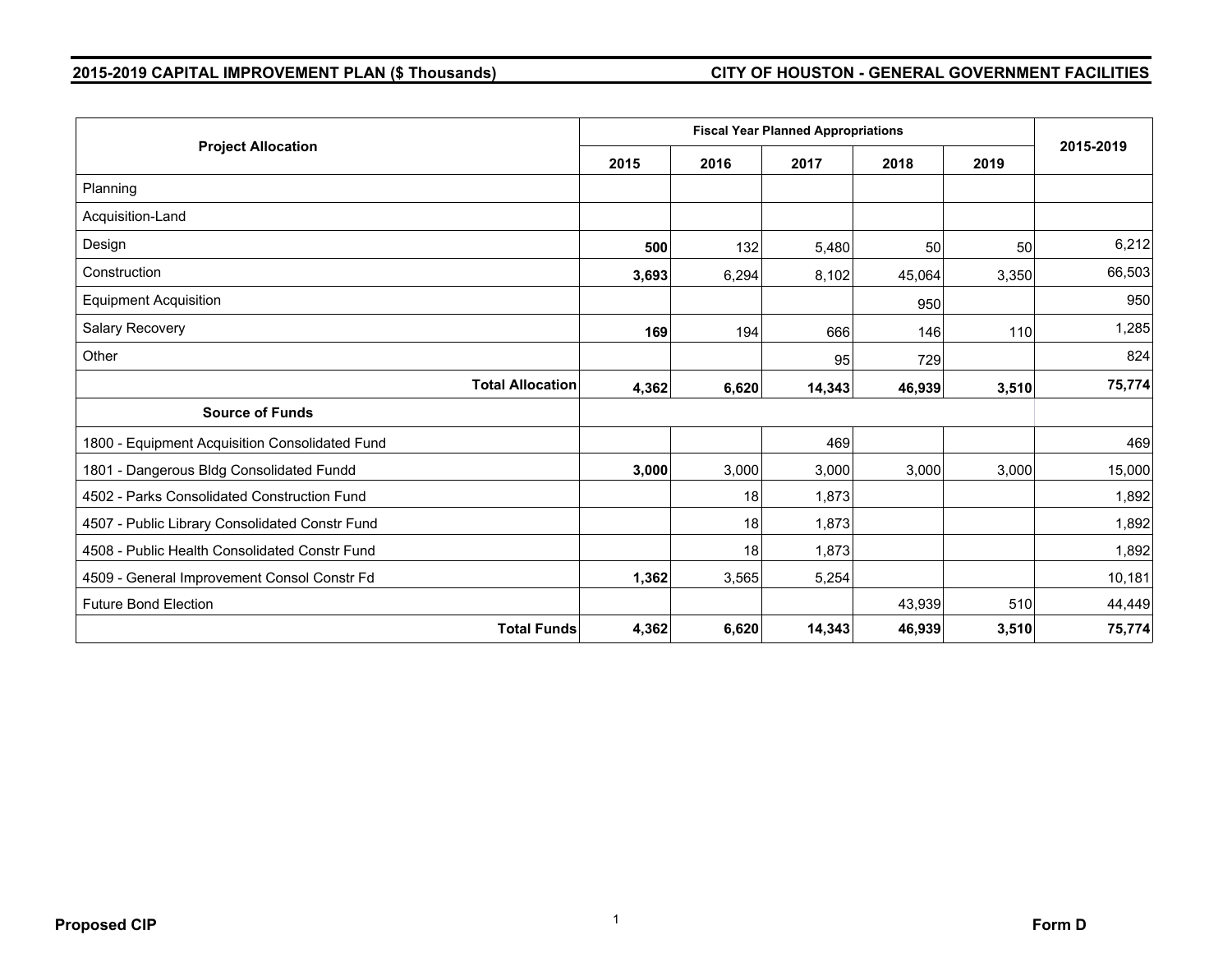**2015-2019 CAPITAL IMPROVEMENT PLAN ($ Thousands)** | **CITY OF HOUSTON - GENERAL GOVERNMENT FACILITIES**

| Project Allocation | Fiscal Year Planned Appropriations | | | | | 2015-2019 |
|---|---|---|---|---|---|---|
| | 2015 | 2016 | 2017 | 2018 | 2019 | |
| Planning | | | | | | |
| Acquisition-Land | | | | | | |
| Design | **500** | 132 | 5,480 | 50 | 50 | 6,212 |
| Construction | **3,693** | 6,294 | 8,102 | 45,064 | 3,350 | 66,503 |
| Equipment Acquisition | | | | 950 | | 950 |
| Salary Recovery | **169** | 194 | 666 | 146 | 110 | 1,285 |
| Other | | | 95 | 729 | | 824 |
| **Total Allocation** | **4,362** | **6,620** | **14,343** | **46,939** | **3,510** | **75,774** |
| **Source of Funds** | | | | | | |
| 1800 - Equipment Acquisition Consolidated Fund | | | 469 | | | 469 |
| 1801 - Dangerous Bldg Consolidated Fundd | **3,000** | 3,000 | 3,000 | 3,000 | 3,000 | 15,000 |
| 4502 - Parks Consolidated Construction Fund | | 18 | 1,873 | | | 1,892 |
| 4507 - Public Library Consolidated Constr Fund | | 18 | 1,873 | | | 1,892 |
| 4508 - Public Health Consolidated Constr Fund | | 18 | 1,873 | | | 1,892 |
| 4509 - General Improvement Consol Constr Fd | **1,362** | 3,565 | 5,254 | | | 10,181 |
| Future Bond Election | | | | 43,939 | 510 | 44,449 |
| **Total Funds** | **4,362** | **6,620** | **14,343** | **46,939** | **3,510** | **75,774** |

**Proposed CIP** | **Form D**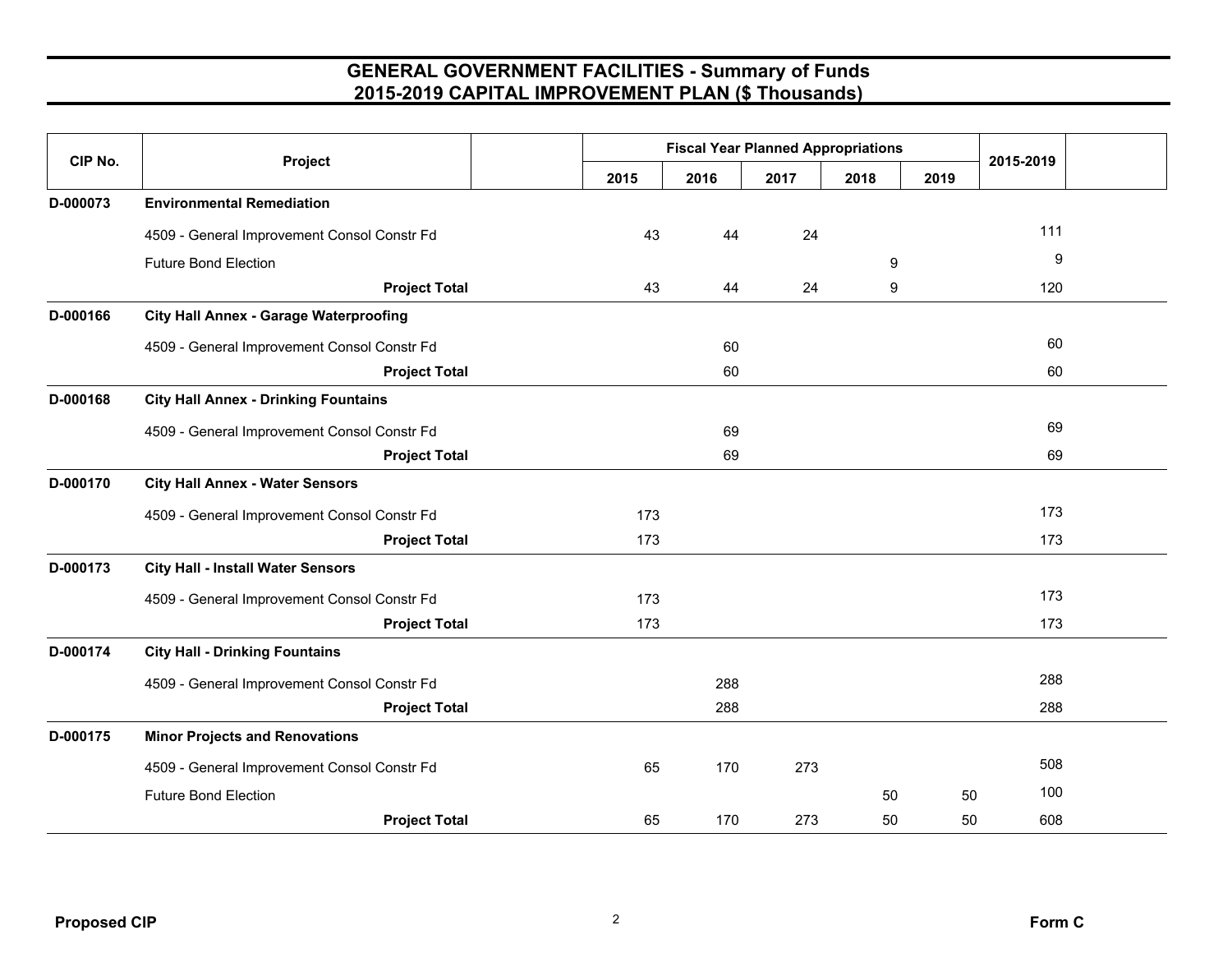# GENERAL GOVERNMENT FACILITIES - Summary of Funds
## 2015-2019 CAPITAL IMPROVEMENT PLAN ($ Thousands)

| CIP No. | Project | Fiscal Year Planned Appropriations | | | | | 2015-2019 |
|---|---|---|---|---|---|---|---|
| | | 2015 | 2016 | 2017 | 2018 | 2019 | |
| D-000073 | **Environmental Remediation** | | | | | | |
| | 4509 - General Improvement Consol Constr Fd | 43 | 44 | 24 | | | 111 |
| | Future Bond Election | | | | 9 | | 9 |
| | **Project Total** | 43 | 44 | 24 | 9 | | 120 |
| D-000166 | **City Hall Annex - Garage Waterproofing** | | | | | | |
| | 4509 - General Improvement Consol Constr Fd | | 60 | | | | 60 |
| | **Project Total** | | 60 | | | | 60 |
| D-000168 | **City Hall Annex - Drinking Fountains** | | | | | | |
| | 4509 - General Improvement Consol Constr Fd | | 69 | | | | 69 |
| | **Project Total** | | 69 | | | | 69 |
| D-000170 | **City Hall Annex - Water Sensors** | | | | | | |
| | 4509 - General Improvement Consol Constr Fd | 173 | | | | | 173 |
| | **Project Total** | 173 | | | | | 173 |
| D-000173 | **City Hall - Install Water Sensors** | | | | | | |
| | 4509 - General Improvement Consol Constr Fd | 173 | | | | | 173 |
| | **Project Total** | 173 | | | | | 173 |
| D-000174 | **City Hall - Drinking Fountains** | | | | | | |
| | 4509 - General Improvement Consol Constr Fd | | 288 | | | | 288 |
| | **Project Total** | | 288 | | | | 288 |
| D-000175 | **Minor Projects and Renovations** | | | | | | |
| | 4509 - General Improvement Consol Constr Fd | 65 | 170 | 273 | | | 508 |
| | Future Bond Election | | | | 50 | 50 | 100 |
| | **Project Total** | 65 | 170 | 273 | 50 | 50 | 608 |

**Proposed CIP** **Form C**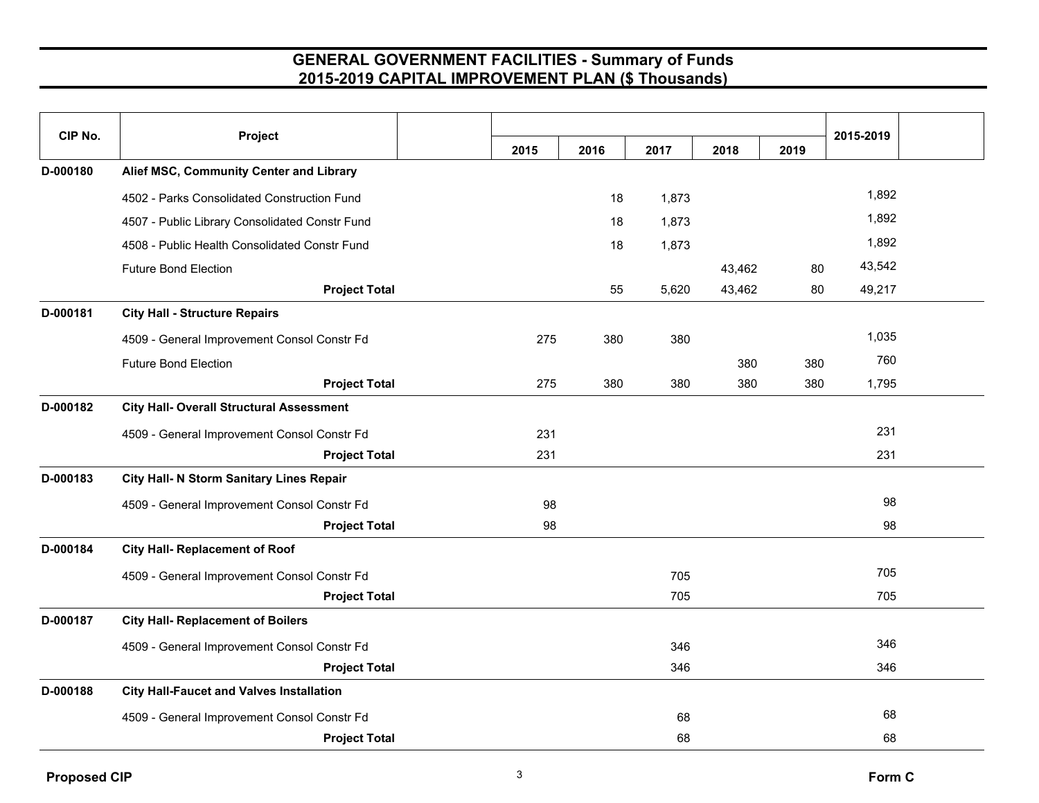# GENERAL GOVERNMENT FACILITIES - Summary of Funds
## 2015-2019 CAPITAL IMPROVEMENT PLAN ($ Thousands)

| CIP No. | Project | 2015 | 2016 | 2017 | 2018 | 2019 | 2015-2019 |
|---|---|---|---|---|---|---|---|
| D-000180 | **Alief MSC, Community Center and Library** | | | | | | |
| | 4502 - Parks Consolidated Construction Fund | | 18 | 1,873 | | | 1,892 |
| | 4507 - Public Library Consolidated Constr Fund | | 18 | 1,873 | | | 1,892 |
| | 4508 - Public Health Consolidated Constr Fund | | 18 | 1,873 | | | 1,892 |
| | Future Bond Election | | | | 43,462 | 80 | 43,542 |
| | **Project Total** | | 55 | 5,620 | 43,462 | 80 | 49,217 |
| D-000181 | **City Hall - Structure Repairs** | | | | | | |
| | 4509 - General Improvement Consol Constr Fd | 275 | 380 | 380 | | | 1,035 |
| | Future Bond Election | | | | 380 | 380 | 760 |
| | **Project Total** | 275 | 380 | 380 | 380 | 380 | 1,795 |
| D-000182 | **City Hall- Overall Structural Assessment** | | | | | | |
| | 4509 - General Improvement Consol Constr Fd | 231 | | | | | 231 |
| | **Project Total** | 231 | | | | | 231 |
| D-000183 | **City Hall- N Storm Sanitary Lines Repair** | | | | | | |
| | 4509 - General Improvement Consol Constr Fd | 98 | | | | | 98 |
| | **Project Total** | 98 | | | | | 98 |
| D-000184 | **City Hall- Replacement of Roof** | | | | | | |
| | 4509 - General Improvement Consol Constr Fd | | | 705 | | | 705 |
| | **Project Total** | | | 705 | | | 705 |
| D-000187 | **City Hall- Replacement of Boilers** | | | | | | |
| | 4509 - General Improvement Consol Constr Fd | | | 346 | | | 346 |
| | **Project Total** | | | 346 | | | 346 |
| D-000188 | **City Hall-Faucet and Valves Installation** | | | | | | |
| | 4509 - General Improvement Consol Constr Fd | | | 68 | | | 68 |
| | **Project Total** | | | 68 | | | 68 |

**Proposed CIP** **Form C**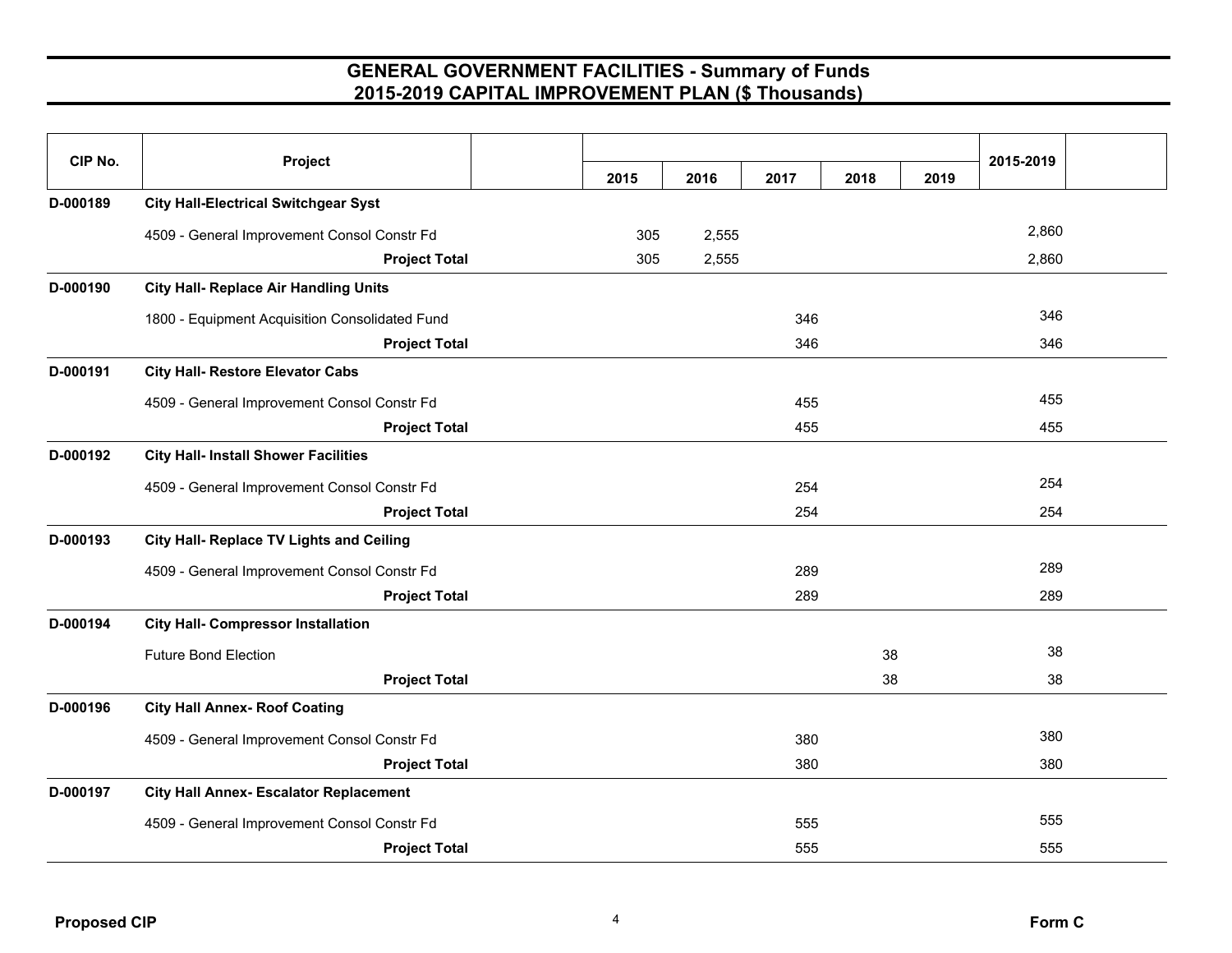# GENERAL GOVERNMENT FACILITIES - Summary of Funds
## 2015-2019 CAPITAL IMPROVEMENT PLAN ($ Thousands)

| CIP No. | Project | 2015 | 2016 | 2017 | 2018 | 2019 | 2015-2019 |
|---|---|---|---|---|---|---|---|
| D-000189 | **City Hall-Electrical Switchgear Syst** | | | | | | |
| | 4509 - General Improvement Consol Constr Fd | 305 | 2,555 | | | | 2,860 |
| | **Project Total** | 305 | 2,555 | | | | 2,860 |
| D-000190 | **City Hall- Replace Air Handling Units** | | | | | | |
| | 1800 - Equipment Acquisition Consolidated Fund | | | 346 | | | 346 |
| | **Project Total** | | | 346 | | | 346 |
| D-000191 | **City Hall- Restore Elevator Cabs** | | | | | | |
| | 4509 - General Improvement Consol Constr Fd | | | 455 | | | 455 |
| | **Project Total** | | | 455 | | | 455 |
| D-000192 | **City Hall- Install Shower Facilities** | | | | | | |
| | 4509 - General Improvement Consol Constr Fd | | | 254 | | | 254 |
| | **Project Total** | | | 254 | | | 254 |
| D-000193 | **City Hall- Replace TV Lights and Ceiling** | | | | | | |
| | 4509 - General Improvement Consol Constr Fd | | | 289 | | | 289 |
| | **Project Total** | | | 289 | | | 289 |
| D-000194 | **City Hall- Compressor Installation** | | | | | | |
| | Future Bond Election | | | | 38 | | 38 |
| | **Project Total** | | | | 38 | | 38 |
| D-000196 | **City Hall Annex- Roof Coating** | | | | | | |
| | 4509 - General Improvement Consol Constr Fd | | | 380 | | | 380 |
| | **Project Total** | | | 380 | | | 380 |
| D-000197 | **City Hall Annex- Escalator Replacement** | | | | | | |
| | 4509 - General Improvement Consol Constr Fd | | | 555 | | | 555 |
| | **Project Total** | | | 555 | | | 555 |

Proposed CIP

Form C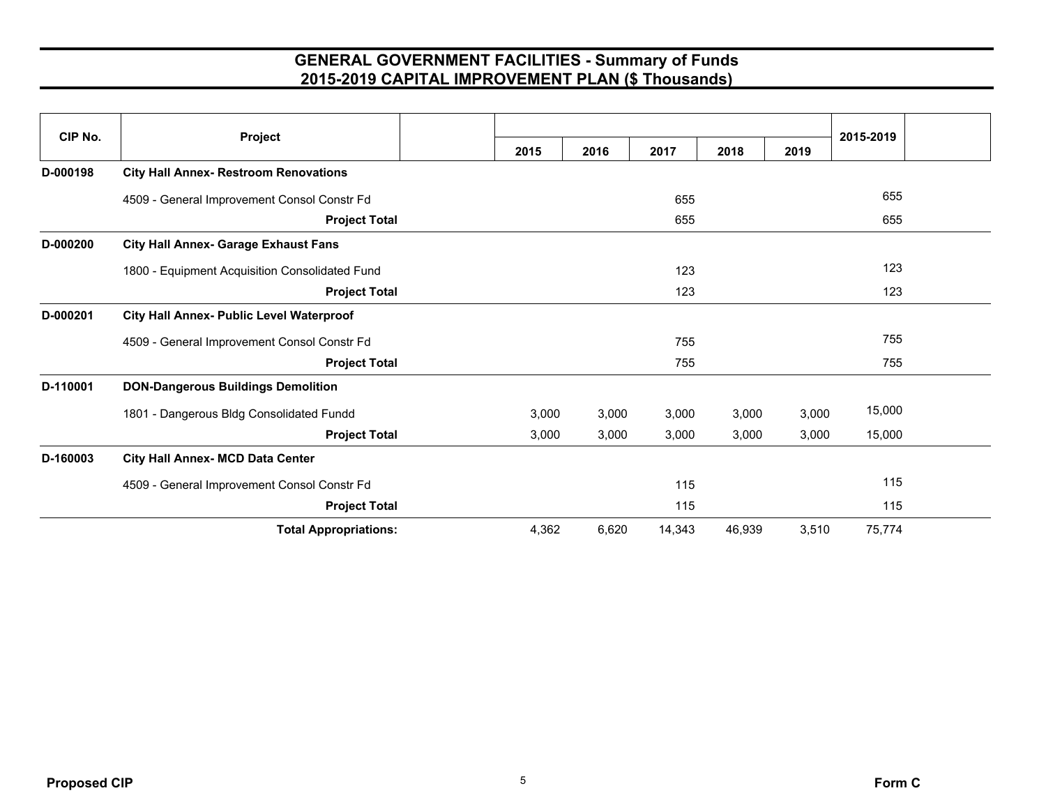# GENERAL GOVERNMENT FACILITIES - Summary of Funds
## 2015-2019 CAPITAL IMPROVEMENT PLAN ($ Thousands)

| CIP No. | Project | | 2015 | 2016 | 2017 | 2018 | 2019 | 2015-2019 | |
|---|---|---|---|---|---|---|---|---|---|
| D-000198 | **City Hall Annex- Restroom Renovations** | | | | | | | | |
| | 4509 - General Improvement Consol Constr Fd | | | | 655 | | | 655 | |
| | **Project Total** | | | | 655 | | | 655 | |
| D-000200 | **City Hall Annex- Garage Exhaust Fans** | | | | | | | | |
| | 1800 - Equipment Acquisition Consolidated Fund | | | | 123 | | | 123 | |
| | **Project Total** | | | | 123 | | | 123 | |
| D-000201 | **City Hall Annex- Public Level Waterproof** | | | | | | | | |
| | 4509 - General Improvement Consol Constr Fd | | | | 755 | | | 755 | |
| | **Project Total** | | | | 755 | | | 755 | |
| D-110001 | **DON-Dangerous Buildings Demolition** | | | | | | | | |
| | 1801 - Dangerous Bldg Consolidated Fundd | | 3,000 | 3,000 | 3,000 | 3,000 | 3,000 | 15,000 | |
| | **Project Total** | | 3,000 | 3,000 | 3,000 | 3,000 | 3,000 | 15,000 | |
| D-160003 | **City Hall Annex- MCD Data Center** | | | | | | | | |
| | 4509 - General Improvement Consol Constr Fd | | | | 115 | | | 115 | |
| | **Project Total** | | | | 115 | | | 115 | |
| | **Total Appropriations:** | | 4,362 | 6,620 | 14,343 | 46,939 | 3,510 | 75,774 | |

**Proposed CIP** **Form C**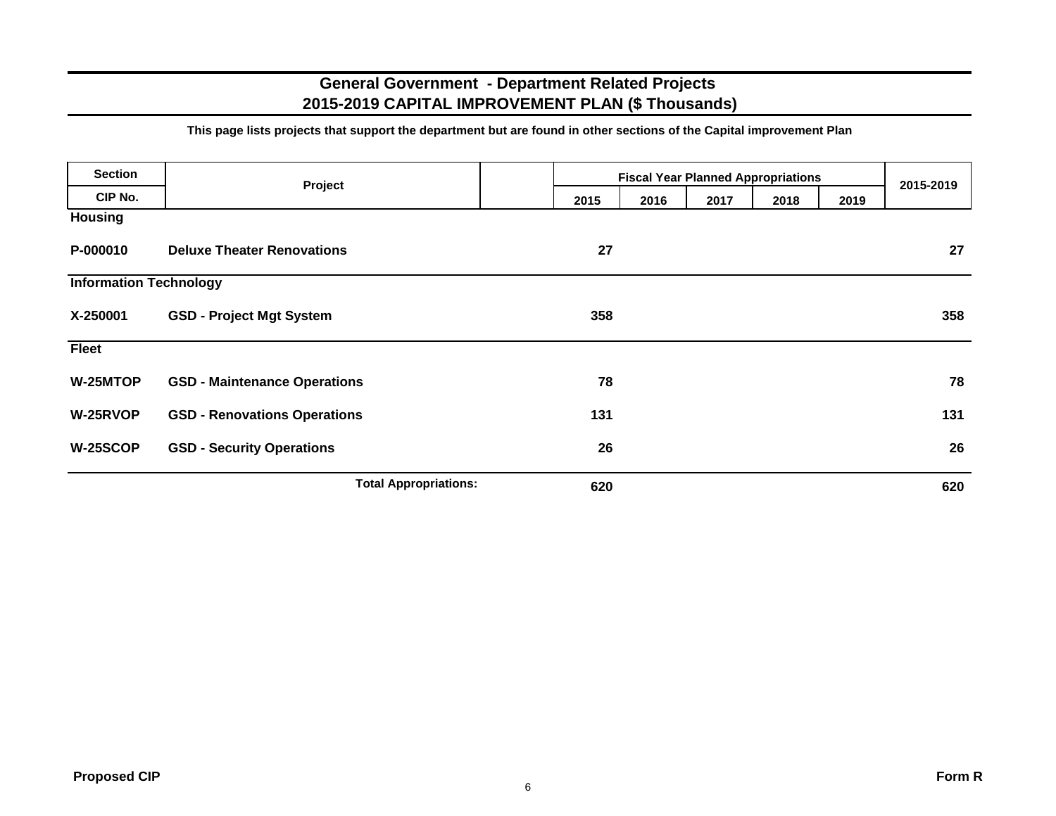# General Government - Department Related Projects
## 2015-2019 CAPITAL IMPROVEMENT PLAN ($ Thousands)

**This page lists projects that support the department but are found in other sections of the Capital improvement Plan**

| Section<br>CIP No. | Project | | Fiscal Year Planned Appropriations | | | | | 2015-2019 |
|---|---|---|---|---|---|---|---|---|
| | | | 2015 | 2016 | 2017 | 2018 | 2019 | |
| **Housing** | | | | | | | | |
| **P-000010** | **Deluxe Theater Renovations** | | **27** | | | | | **27** |
| **Information Technology** | | | | | | | | |
| **X-250001** | **GSD - Project Mgt System** | | **358** | | | | | **358** |
| **Fleet** | | | | | | | | |
| **W-25MTOP** | **GSD - Maintenance Operations** | | **78** | | | | | **78** |
| **W-25RVOP** | **GSD - Renovations Operations** | | **131** | | | | | **131** |
| **W-25SCOP** | **GSD - Security Operations** | | **26** | | | | | **26** |
| | **Total Appropriations:** | | **620** | | | | | **620** |

**Proposed CIP** **Form R**